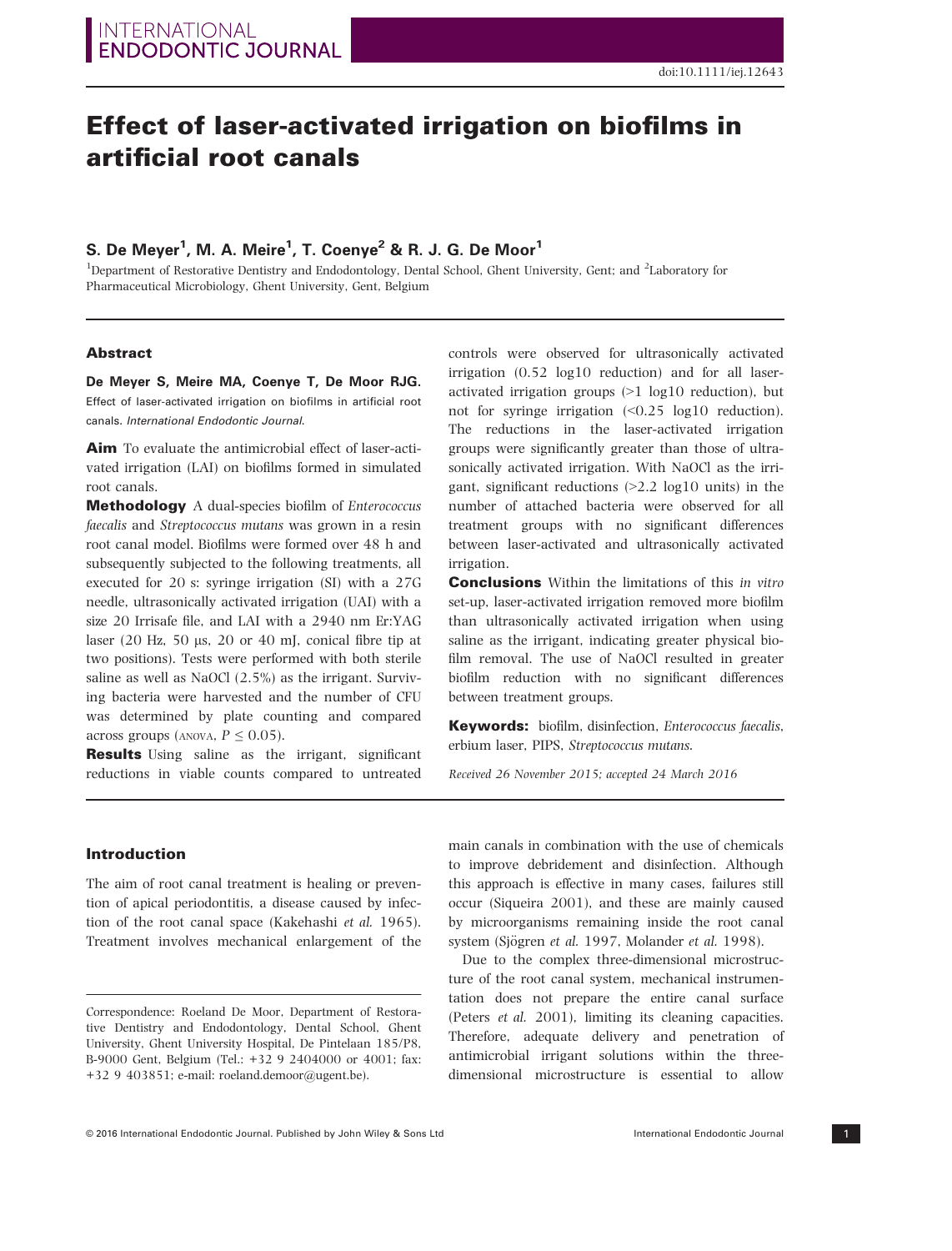doi:10.1111/iej.12643

# Effect of laser-activated irrigation on biofilms in artificial root canals

## S. De Meyer[1], M. A. Meire[1], T. Coenye[2] & R. J. G. De Moor[1]

[1]Department of Restorative Dentistry and Endodontology, Dental School, Ghent University, Gent; and [2]Laboratory for Pharmaceutical Microbiology, Ghent University, Gent, Belgium

### Abstract

**De Meyer S, Meire MA, Coenye T, De Moor RJG.** Effect of laser-activated irrigation on biofilms in artificial root canals. *International Endodontic Journal*.

**Aim** To evaluate the antimicrobial effect of laser-activated irrigation (LAI) on biofilms formed in simulated root canals.

**Methodology** A dual-species biofilm of *Enterococcus faecalis* and *Streptococcus mutans* was grown in a resin root canal model. Biofilms were formed over 48 h and subsequently subjected to the following treatments, all executed for 20 s: syringe irrigation (SI) with a 27G needle, ultrasonically activated irrigation (UAI) with a size 20 Irrisafe file, and LAI with a 2940 nm Er:YAG laser (20 Hz, 50 μs, 20 or 40 mJ, conical fibre tip at two positions). Tests were performed with both sterile saline as well as NaOCl (2.5%) as the irrigant. Surviving bacteria were harvested and the number of CFU was determined by plate counting and compared across groups (ANOVA, $P \leq 0.05$).

**Results** Using saline as the irrigant, significant reductions in viable counts compared to untreated controls were observed for ultrasonically activated irrigation (0.52 log10 reduction) and for all laser-activated irrigation groups (>1 log10 reduction), but not for syringe irrigation (<0.25 log10 reduction). The reductions in the laser-activated irrigation groups were significantly greater than those of ultrasonically activated irrigation. With NaOCl as the irrigant, significant reductions (>2.2 log10 units) in the number of attached bacteria were observed for all treatment groups with no significant differences between laser-activated and ultrasonically activated irrigation.

**Conclusions** Within the limitations of this *in vitro* set-up, laser-activated irrigation removed more biofilm than ultrasonically activated irrigation when using saline as the irrigant, indicating greater physical biofilm removal. The use of NaOCl resulted in greater biofilm reduction with no significant differences between treatment groups.

**Keywords:** biofilm, disinfection, *Enterococcus faecalis*, erbium laser, PIPS, *Streptococcus mutans*.

*Received 26 November 2015; accepted 24 March 2016*

### Introduction

The aim of root canal treatment is healing or prevention of apical periodontitis, a disease caused by infection of the root canal space (Kakehashi *et al.* 1965). Treatment involves mechanical enlargement of the main canals in combination with the use of chemicals to improve debridement and disinfection. Although this approach is effective in many cases, failures still occur (Siqueira 2001), and these are mainly caused by microorganisms remaining inside the root canal system (Sjögren *et al.* 1997, Molander *et al.* 1998).

Due to the complex three-dimensional microstructure of the root canal system, mechanical instrumentation does not prepare the entire canal surface (Peters *et al.* 2001), limiting its cleaning capacities. Therefore, adequate delivery and penetration of antimicrobial irrigant solutions within the three-dimensional microstructure is essential to allow

Correspondence: Roeland De Moor, Department of Restorative Dentistry and Endodontology, Dental School, Ghent University, Ghent University Hospital, De Pintelaan 185/P8, B-9000 Gent, Belgium (Tel.: +32 9 2404000 or 4001; fax: +32 9 403851; e-mail: roeland.demoor@ugent.be).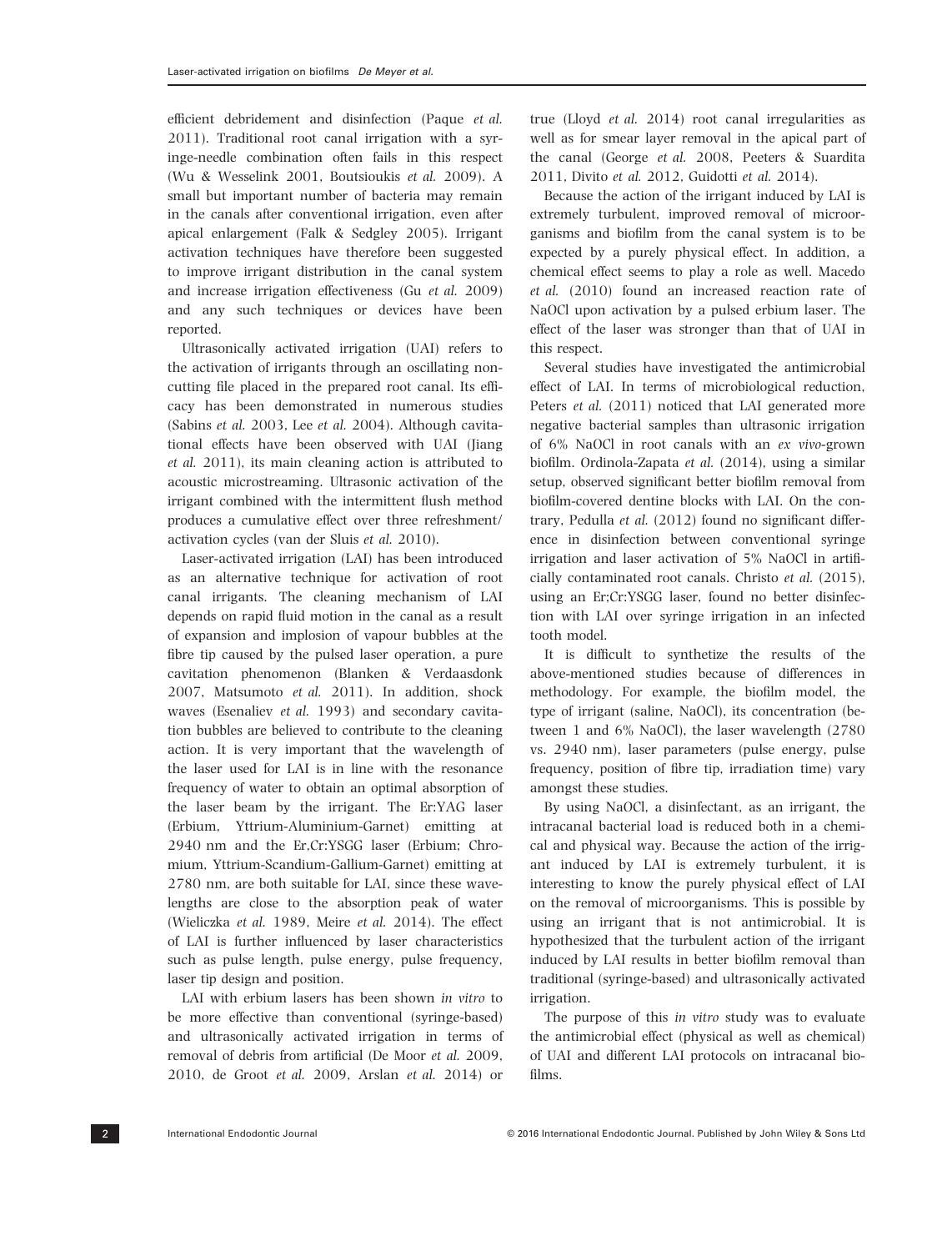efficient debridement and disinfection (Paque *et al.* 2011). Traditional root canal irrigation with a syringe-needle combination often fails in this respect (Wu & Wesselink 2001, Boutsioukis *et al.* 2009). A small but important number of bacteria may remain in the canals after conventional irrigation, even after apical enlargement (Falk & Sedgley 2005). Irrigant activation techniques have therefore been suggested to improve irrigant distribution in the canal system and increase irrigation effectiveness (Gu *et al.* 2009) and any such techniques or devices have been reported.

Ultrasonically activated irrigation (UAI) refers to the activation of irrigants through an oscillating non-cutting file placed in the prepared root canal. Its efficacy has been demonstrated in numerous studies (Sabins *et al.* 2003, Lee *et al.* 2004). Although cavitational effects have been observed with UAI (Jiang *et al.* 2011), its main cleaning action is attributed to acoustic microstreaming. Ultrasonic activation of the irrigant combined with the intermittent flush method produces a cumulative effect over three refreshment/activation cycles (van der Sluis *et al.* 2010).

Laser-activated irrigation (LAI) has been introduced as an alternative technique for activation of root canal irrigants. The cleaning mechanism of LAI depends on rapid fluid motion in the canal as a result of expansion and implosion of vapour bubbles at the fibre tip caused by the pulsed laser operation, a pure cavitation phenomenon (Blanken & Verdaasdonk 2007, Matsumoto *et al.* 2011). In addition, shock waves (Esenaliev *et al.* 1993) and secondary cavitation bubbles are believed to contribute to the cleaning action. It is very important that the wavelength of the laser used for LAI is in line with the resonance frequency of water to obtain an optimal absorption of the laser beam by the irrigant. The Er:YAG laser (Erbium, Yttrium-Aluminium-Garnet) emitting at 2940 nm and the Er,Cr:YSGG laser (Erbium; Chromium, Yttrium-Scandium-Gallium-Garnet) emitting at 2780 nm, are both suitable for LAI, since these wavelengths are close to the absorption peak of water (Wieliczka *et al.* 1989, Meire *et al.* 2014). The effect of LAI is further influenced by laser characteristics such as pulse length, pulse energy, pulse frequency, laser tip design and position.

LAI with erbium lasers has been shown *in vitro* to be more effective than conventional (syringe-based) and ultrasonically activated irrigation in terms of removal of debris from artificial (De Moor *et al.* 2009, 2010, de Groot *et al.* 2009, Arslan *et al.* 2014) or true (Lloyd *et al.* 2014) root canal irregularities as well as for smear layer removal in the apical part of the canal (George *et al.* 2008, Peeters & Suardita 2011, Divito *et al.* 2012, Guidotti *et al.* 2014).

Because the action of the irrigant induced by LAI is extremely turbulent, improved removal of microorganisms and biofilm from the canal system is to be expected by a purely physical effect. In addition, a chemical effect seems to play a role as well. Macedo *et al.* (2010) found an increased reaction rate of NaOCl upon activation by a pulsed erbium laser. The effect of the laser was stronger than that of UAI in this respect.

Several studies have investigated the antimicrobial effect of LAI. In terms of microbiological reduction, Peters *et al.* (2011) noticed that LAI generated more negative bacterial samples than ultrasonic irrigation of 6% NaOCl in root canals with an *ex vivo*-grown biofilm. Ordinola-Zapata *et al.* (2014), using a similar setup, observed significant better biofilm removal from biofilm-covered dentine blocks with LAI. On the contrary, Pedulla *et al.* (2012) found no significant difference in disinfection between conventional syringe irrigation and laser activation of 5% NaOCl in artificially contaminated root canals. Christo *et al.* (2015), using an Er;Cr:YSGG laser, found no better disinfection with LAI over syringe irrigation in an infected tooth model.

It is difficult to synthetize the results of the above-mentioned studies because of differences in methodology. For example, the biofilm model, the type of irrigant (saline, NaOCl), its concentration (between 1 and 6% NaOCl), the laser wavelength (2780 vs. 2940 nm), laser parameters (pulse energy, pulse frequency, position of fibre tip, irradiation time) vary amongst these studies.

By using NaOCl, a disinfectant, as an irrigant, the intracanal bacterial load is reduced both in a chemical and physical way. Because the action of the irrigant induced by LAI is extremely turbulent, it is interesting to know the purely physical effect of LAI on the removal of microorganisms. This is possible by using an irrigant that is not antimicrobial. It is hypothesized that the turbulent action of the irrigant induced by LAI results in better biofilm removal than traditional (syringe-based) and ultrasonically activated irrigation.

The purpose of this *in vitro* study was to evaluate the antimicrobial effect (physical as well as chemical) of UAI and different LAI protocols on intracanal biofilms.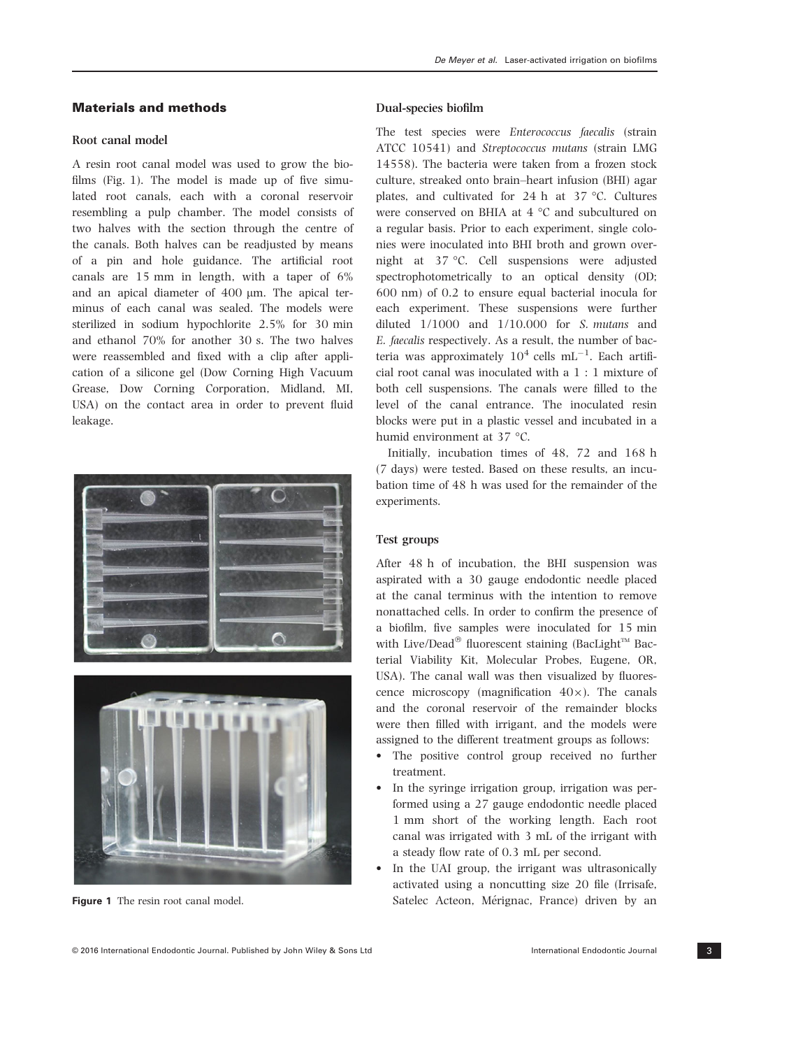## Materials and methods

### Root canal model

A resin root canal model was used to grow the biofilms (Fig. 1). The model is made up of five simulated root canals, each with a coronal reservoir resembling a pulp chamber. The model consists of two halves with the section through the centre of the canals. Both halves can be readjusted by means of a pin and hole guidance. The artificial root canals are 15 mm in length, with a taper of 6% and an apical diameter of 400 μm. The apical terminus of each canal was sealed. The models were sterilized in sodium hypochlorite 2.5% for 30 min and ethanol 70% for another 30 s. The two halves were reassembled and fixed with a clip after application of a silicone gel (Dow Corning High Vacuum Grease, Dow Corning Corporation, Midland, MI, USA) on the contact area in order to prevent fluid leakage.

**Figure 1** The resin root canal model.

### Dual-species biofilm

The test species were *Enterococcus faecalis* (strain ATCC 10541) and *Streptococcus mutans* (strain LMG 14558). The bacteria were taken from a frozen stock culture, streaked onto brain–heart infusion (BHI) agar plates, and cultivated for 24 h at 37 °C. Cultures were conserved on BHIA at 4 °C and subcultured on a regular basis. Prior to each experiment, single colonies were inoculated into BHI broth and grown overnight at 37 °C. Cell suspensions were adjusted spectrophotometrically to an optical density (OD; 600 nm) of 0.2 to ensure equal bacterial inocula for each experiment. These suspensions were further diluted 1/1000 and 1/10.000 for *S. mutans* and *E. faecalis* respectively. As a result, the number of bacteria was approximately $10^4$ cells mL$^{-1}$. Each artificial root canal was inoculated with a 1 : 1 mixture of both cell suspensions. The canals were filled to the level of the canal entrance. The inoculated resin blocks were put in a plastic vessel and incubated in a humid environment at 37 °C.

Initially, incubation times of 48, 72 and 168 h (7 days) were tested. Based on these results, an incubation time of 48 h was used for the remainder of the experiments.

### Test groups

After 48 h of incubation, the BHI suspension was aspirated with a 30 gauge endodontic needle placed at the canal terminus with the intention to remove nonattached cells. In order to confirm the presence of a biofilm, five samples were inoculated for 15 min with Live/Dead® fluorescent staining (BacLight™ Bacterial Viability Kit, Molecular Probes, Eugene, OR, USA). The canal wall was then visualized by fluorescence microscopy (magnification 40×). The canals and the coronal reservoir of the remainder blocks were then filled with irrigant, and the models were assigned to the different treatment groups as follows:

- The positive control group received no further treatment.
- In the syringe irrigation group, irrigation was performed using a 27 gauge endodontic needle placed 1 mm short of the working length. Each root canal was irrigated with 3 mL of the irrigant with a steady flow rate of 0.3 mL per second.
- In the UAI group, the irrigant was ultrasonically activated using a noncutting size 20 file (Irrisafe, Satelec Acteon, Mérignac, France) driven by an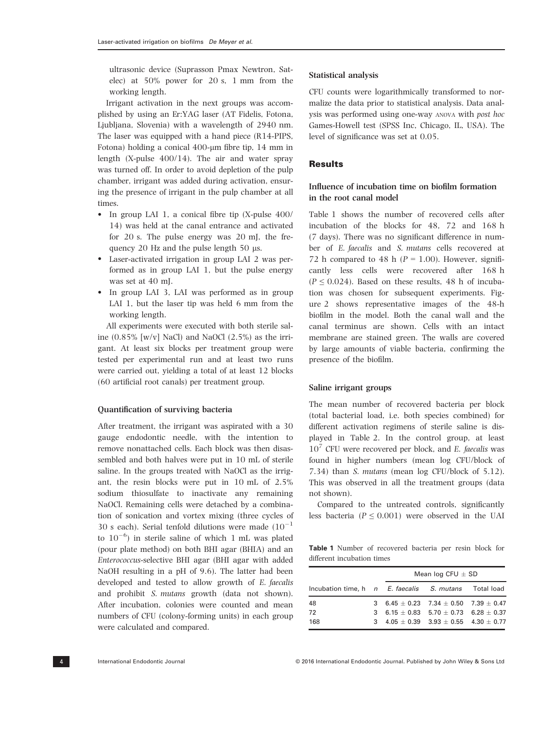ultrasonic device (Suprasson Pmax Newtron, Satelec) at 50% power for 20 s, 1 mm from the working length.

Irrigant activation in the next groups was accomplished by using an Er:YAG laser (AT Fidelis, Fotona, Ljubljana, Slovenia) with a wavelength of 2940 nm. The laser was equipped with a hand piece (R14-PIPS, Fotona) holding a conical 400-μm fibre tip, 14 mm in length (X-pulse 400/14). The air and water spray was turned off. In order to avoid depletion of the pulp chamber, irrigant was added during activation, ensuring the presence of irrigant in the pulp chamber at all times.

- In group LAI 1, a conical fibre tip (X-pulse 400/14) was held at the canal entrance and activated for 20 s. The pulse energy was 20 mJ, the frequency 20 Hz and the pulse length 50 μs.
- Laser-activated irrigation in group LAI 2 was performed as in group LAI 1, but the pulse energy was set at 40 mJ.
- In group LAI 3, LAI was performed as in group LAI 1, but the laser tip was held 6 mm from the working length.

All experiments were executed with both sterile saline (0.85% [w/v] NaCl) and NaOCl (2.5%) as the irrigant. At least six blocks per treatment group were tested per experimental run and at least two runs were carried out, yielding a total of at least 12 blocks (60 artificial root canals) per treatment group.

### Quantification of surviving bacteria

After treatment, the irrigant was aspirated with a 30 gauge endodontic needle, with the intention to remove nonattached cells. Each block was then disassembled and both halves were put in 10 mL of sterile saline. In the groups treated with NaOCl as the irrigant, the resin blocks were put in 10 mL of 2.5% sodium thiosulfate to inactivate any remaining NaOCl. Remaining cells were detached by a combination of sonication and vortex mixing (three cycles of 30 s each). Serial tenfold dilutions were made ($10^{-1}$ to $10^{-6}$) in sterile saline of which 1 mL was plated (pour plate method) on both BHI agar (BHIA) and an *Enterococcus*-selective BHI agar (BHI agar with added NaOH resulting in a pH of 9.6). The latter had been developed and tested to allow growth of *E. faecalis* and prohibit *S. mutans* growth (data not shown). After incubation, colonies were counted and mean numbers of CFU (colony-forming units) in each group were calculated and compared.

### Statistical analysis

CFU counts were logarithmically transformed to normalize the data prior to statistical analysis. Data analysis was performed using one-way ANOVA with *post hoc* Games-Howell test (SPSS Inc, Chicago, IL, USA). The level of significance was set at 0.05.

## Results

### Influence of incubation time on biofilm formation in the root canal model

Table 1 shows the number of recovered cells after incubation of the blocks for 48, 72 and 168 h (7 days). There was no significant difference in number of *E. faecalis* and *S. mutans* cells recovered at 72 h compared to 48 h ($P = 1.00$). However, significantly less cells were recovered after 168 h ($P \leq 0.024$). Based on these results, 48 h of incubation was chosen for subsequent experiments. Figure 2 shows representative images of the 48-h biofilm in the model. Both the canal wall and the canal terminus are shown. Cells with an intact membrane are stained green. The walls are covered by large amounts of viable bacteria, confirming the presence of the biofilm.

### Saline irrigant groups

The mean number of recovered bacteria per block (total bacterial load, i.e. both species combined) for different activation regimens of sterile saline is displayed in Table 2. In the control group, at least $10^7$ CFU were recovered per block, and *E. faecalis* was found in higher numbers (mean log CFU/block of 7.34) than *S. mutans* (mean log CFU/block of 5.12). This was observed in all the treatment groups (data not shown).

Compared to the untreated controls, significantly less bacteria ($P \leq 0.001$) were observed in the UAI

**Table 1** Number of recovered bacteria per resin block for different incubation times

| Incubation time, h | *n* | Mean log CFU ± SD | | |
|---|---|---|---|---|
| | | *E. faecalis* | *S. mutans* | Total load |
| 48 | 3 | 6.45 ± 0.23 | 7.34 ± 0.50 | 7.39 ± 0.47 |
| 72 | 3 | 6.15 ± 0.83 | 5.70 ± 0.73 | 6.28 ± 0.37 |
| 168 | 3 | 4.05 ± 0.39 | 3.93 ± 0.55 | 4.30 ± 0.77 |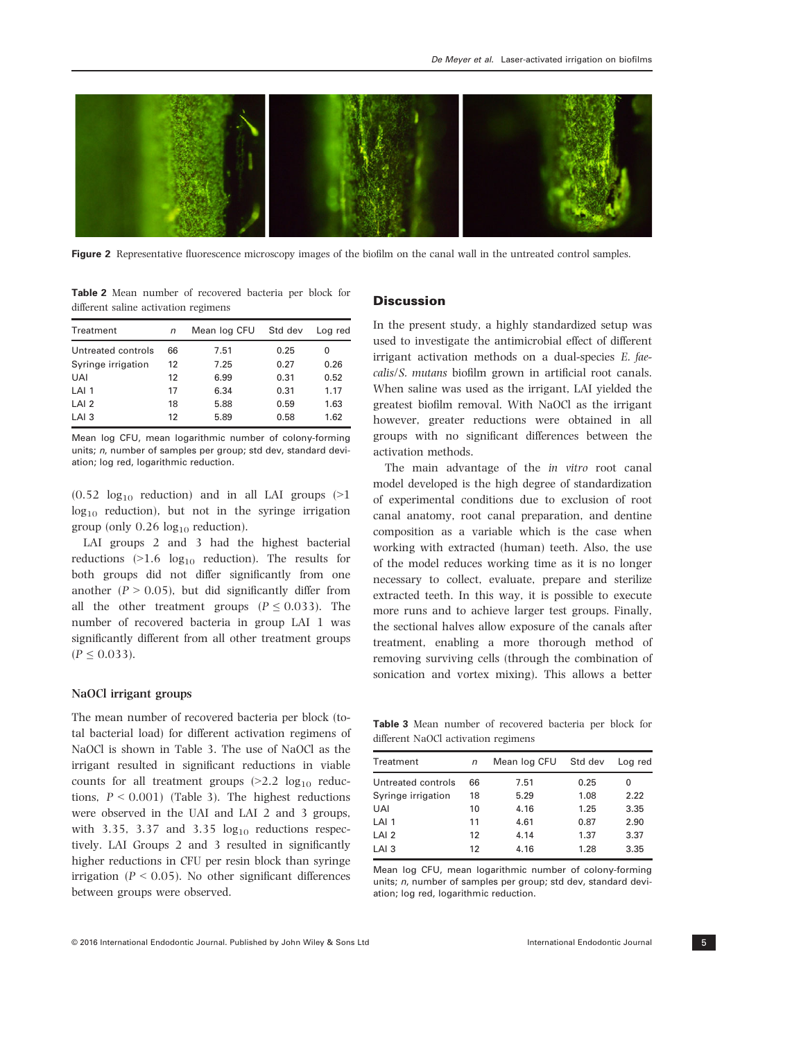Figure 2 Representative fluorescence microscopy images of the biofilm on the canal wall in the untreated control samples.

**Table 2** Mean number of recovered bacteria per block for different saline activation regimens

| Treatment | *n* | Mean log CFU | Std dev | Log red |
|---|---|---|---|---|
| Untreated controls | 66 | 7.51 | 0.25 | 0 |
| Syringe irrigation | 12 | 7.25 | 0.27 | 0.26 |
| UAI | 12 | 6.99 | 0.31 | 0.52 |
| LAI 1 | 17 | 6.34 | 0.31 | 1.17 |
| LAI 2 | 18 | 5.88 | 0.59 | 1.63 |
| LAI 3 | 12 | 5.89 | 0.58 | 1.62 |

Mean log CFU, mean logarithmic number of colony-forming units; *n*, number of samples per group; std dev, standard deviation; log red, logarithmic reduction.

(0.52 $\log_{10}$ reduction) and in all LAI groups (>1 $\log_{10}$ reduction), but not in the syringe irrigation group (only 0.26 $\log_{10}$ reduction).

LAI groups 2 and 3 had the highest bacterial reductions (>1.6 $\log_{10}$ reduction). The results for both groups did not differ significantly from one another ($P > 0.05$), but did significantly differ from all the other treatment groups ($P \leq 0.033$). The number of recovered bacteria in group LAI 1 was significantly different from all other treatment groups ($P \leq 0.033$).

### NaOCl irrigant groups

The mean number of recovered bacteria per block (total bacterial load) for different activation regimens of NaOCl is shown in Table 3. The use of NaOCl as the irrigant resulted in significant reductions in viable counts for all treatment groups (>2.2 $\log_{10}$ reductions, $P < 0.001$) (Table 3). The highest reductions were observed in the UAI and LAI 2 and 3 groups, with 3.35, 3.37 and 3.35 $\log_{10}$ reductions respectively. LAI Groups 2 and 3 resulted in significantly higher reductions in CFU per resin block than syringe irrigation ($P < 0.05$). No other significant differences between groups were observed.

## Discussion

In the present study, a highly standardized setup was used to investigate the antimicrobial effect of different irrigant activation methods on a dual-species *E. faecalis/S. mutans* biofilm grown in artificial root canals. When saline was used as the irrigant, LAI yielded the greatest biofilm removal. With NaOCl as the irrigant however, greater reductions were obtained in all groups with no significant differences between the activation methods.

The main advantage of the *in vitro* root canal model developed is the high degree of standardization of experimental conditions due to exclusion of root canal anatomy, root canal preparation, and dentine composition as a variable which is the case when working with extracted (human) teeth. Also, the use of the model reduces working time as it is no longer necessary to collect, evaluate, prepare and sterilize extracted teeth. In this way, it is possible to execute more runs and to achieve larger test groups. Finally, the sectional halves allow exposure of the canals after treatment, enabling a more thorough method of removing surviving cells (through the combination of sonication and vortex mixing). This allows a better

**Table 3** Mean number of recovered bacteria per block for different NaOCl activation regimens

| Treatment | *n* | Mean log CFU | Std dev | Log red |
|---|---|---|---|---|
| Untreated controls | 66 | 7.51 | 0.25 | 0 |
| Syringe irrigation | 18 | 5.29 | 1.08 | 2.22 |
| UAI | 10 | 4.16 | 1.25 | 3.35 |
| LAI 1 | 11 | 4.61 | 0.87 | 2.90 |
| LAI 2 | 12 | 4.14 | 1.37 | 3.37 |
| LAI 3 | 12 | 4.16 | 1.28 | 3.35 |

Mean log CFU, mean logarithmic number of colony-forming units; *n*, number of samples per group; std dev, standard deviation; log red, logarithmic reduction.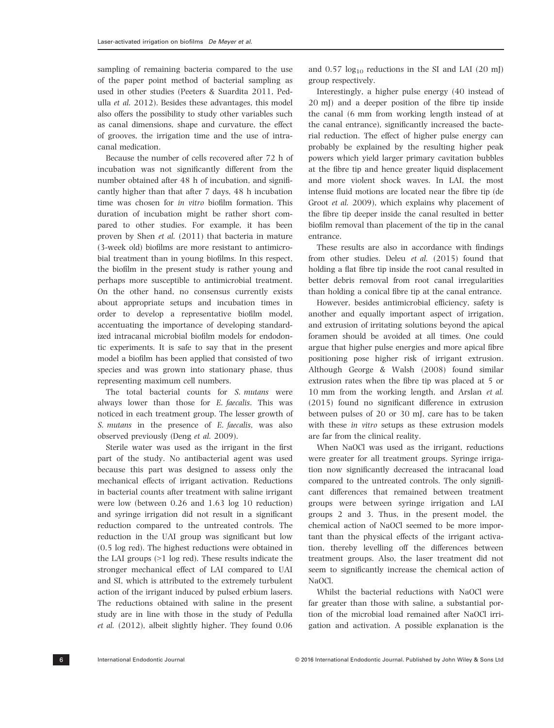sampling of remaining bacteria compared to the use of the paper point method of bacterial sampling as used in other studies (Peeters & Suardita 2011, Pedulla *et al.* 2012). Besides these advantages, this model also offers the possibility to study other variables such as canal dimensions, shape and curvature, the effect of grooves, the irrigation time and the use of intracanal medication.

Because the number of cells recovered after 72 h of incubation was not significantly different from the number obtained after 48 h of incubation, and significantly higher than that after 7 days, 48 h incubation time was chosen for *in vitro* biofilm formation. This duration of incubation might be rather short compared to other studies. For example, it has been proven by Shen *et al.* (2011) that bacteria in mature (3-week old) biofilms are more resistant to antimicrobial treatment than in young biofilms. In this respect, the biofilm in the present study is rather young and perhaps more susceptible to antimicrobial treatment. On the other hand, no consensus currently exists about appropriate setups and incubation times in order to develop a representative biofilm model, accentuating the importance of developing standardized intracanal microbial biofilm models for endodontic experiments. It is safe to say that in the present model a biofilm has been applied that consisted of two species and was grown into stationary phase, thus representing maximum cell numbers.

The total bacterial counts for *S. mutans* were always lower than those for *E. faecalis*. This was noticed in each treatment group. The lesser growth of *S. mutans* in the presence of *E. faecalis*, was also observed previously (Deng *et al.* 2009).

Sterile water was used as the irrigant in the first part of the study. No antibacterial agent was used because this part was designed to assess only the mechanical effects of irrigant activation. Reductions in bacterial counts after treatment with saline irrigant were low (between 0.26 and 1.63 log 10 reduction) and syringe irrigation did not result in a significant reduction compared to the untreated controls. The reduction in the UAI group was significant but low (0.5 log red). The highest reductions were obtained in the LAI groups (>1 log red). These results indicate the stronger mechanical effect of LAI compared to UAI and SI, which is attributed to the extremely turbulent action of the irrigant induced by pulsed erbium lasers. The reductions obtained with saline in the present study are in line with those in the study of Pedulla *et al.* (2012), albeit slightly higher. They found 0.06 and 0.57 $\log_{10}$ reductions in the SI and LAI (20 mJ) group respectively.

Interestingly, a higher pulse energy (40 instead of 20 mJ) and a deeper position of the fibre tip inside the canal (6 mm from working length instead of at the canal entrance), significantly increased the bacterial reduction. The effect of higher pulse energy can probably be explained by the resulting higher peak powers which yield larger primary cavitation bubbles at the fibre tip and hence greater liquid displacement and more violent shock waves. In LAI, the most intense fluid motions are located near the fibre tip (de Groot *et al.* 2009), which explains why placement of the fibre tip deeper inside the canal resulted in better biofilm removal than placement of the tip in the canal entrance.

These results are also in accordance with findings from other studies. Deleu *et al.* (2015) found that holding a flat fibre tip inside the root canal resulted in better debris removal from root canal irregularities than holding a conical fibre tip at the canal entrance.

However, besides antimicrobial efficiency, safety is another and equally important aspect of irrigation, and extrusion of irritating solutions beyond the apical foramen should be avoided at all times. One could argue that higher pulse energies and more apical fibre positioning pose higher risk of irrigant extrusion. Although George & Walsh (2008) found similar extrusion rates when the fibre tip was placed at 5 or 10 mm from the working length, and Arslan *et al.* (2015) found no significant difference in extrusion between pulses of 20 or 30 mJ, care has to be taken with these *in vitro* setups as these extrusion models are far from the clinical reality.

When NaOCl was used as the irrigant, reductions were greater for all treatment groups. Syringe irrigation now significantly decreased the intracanal load compared to the untreated controls. The only significant differences that remained between treatment groups were between syringe irrigation and LAI groups 2 and 3. Thus, in the present model, the chemical action of NaOCl seemed to be more important than the physical effects of the irrigant activation, thereby levelling off the differences between treatment groups. Also, the laser treatment did not seem to significantly increase the chemical action of NaOCl.

Whilst the bacterial reductions with NaOCl were far greater than those with saline, a substantial portion of the microbial load remained after NaOCl irrigation and activation. A possible explanation is the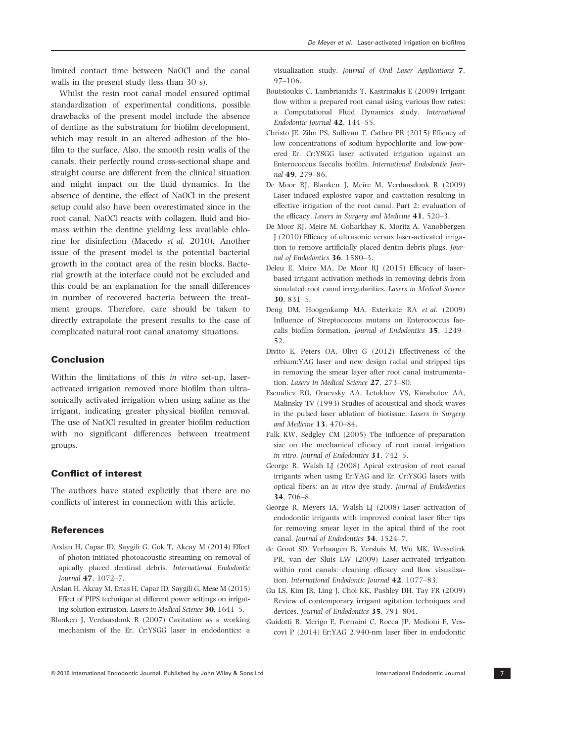limited contact time between NaOCl and the canal walls in the present study (less than 30 s).

Whilst the resin root canal model ensured optimal standardization of experimental conditions, possible drawbacks of the present model include the absence of dentine as the substratum for biofilm development, which may result in an altered adhesion of the biofilm to the surface. Also, the smooth resin walls of the canals, their perfectly round cross-sectional shape and straight course are different from the clinical situation and might impact on the fluid dynamics. In the absence of dentine, the effect of NaOCl in the present setup could also have been overestimated since in the root canal, NaOCl reacts with collagen, fluid and biomass within the dentine yielding less available chlorine for disinfection (Macedo *et al.* 2010). Another issue of the present model is the potential bacterial growth in the contact area of the resin blocks. Bacterial growth at the interface could not be excluded and this could be an explanation for the small differences in number of recovered bacteria between the treatment groups. Therefore, care should be taken to directly extrapolate the present results to the case of complicated natural root canal anatomy situations.

## Conclusion

Within the limitations of this *in vitro* set-up, laser-activated irrigation removed more biofilm than ultrasonically activated irrigation when using saline as the irrigant, indicating greater physical biofilm removal. The use of NaOCl resulted in greater biofilm reduction with no significant differences between treatment groups.

## Conflict of interest

The authors have stated explicitly that there are no conflicts of interest in connection with this article.

## References

Arslan H, Capar ID, Saygili G, Gok T, Akcay M (2014) Effect of photon-initiated photoacoustic streaming on removal of apically placed dentinal debris. *International Endodontic Journal* **47**, 1072–7.

Arslan H, Akcay M, Ertas H, Capar ID, Saygili G, Mese M (2015) Effect of PIPS technique at different power settings on irrigating solution extrusion. *Lasers in Medical Science* **30**, 1641–5.

Blanken J, Verdaasdonk R (2007) Cavitation as a working mechanism of the Er, Cr:YSGG laser in endodontics: a visualization study. *Journal of Oral Laser Applications* **7**, 97–106.

Boutsioukis C, Lambrianidis T, Kastrinakis E (2009) Irrigant flow within a prepared root canal using various flow rates: a Computational Fluid Dynamics study. *International Endodontic Journal* **42**, 144–55.

Christo JE, Zilm PS, Sullivan T, Cathro PR (2015) Efficacy of low concentrations of sodium hypochlorite and low-powered Er, Cr:YSGG laser activated irrigation against an Enterococcus faecalis biofilm. *International Endodontic Journal* **49**, 279–86.

De Moor RJ, Blanken J, Meire M, Verdaasdonk R (2009) Laser induced explosive vapor and cavitation resulting in effective irrigation of the root canal. Part 2: evaluation of the efficacy. *Lasers in Surgery and Medicine* **41**, 520–3.

De Moor RJ, Meire M, Goharkhay K, Moritz A, Vanobbergen J (2010) Efficacy of ultrasonic versus laser-activated irrigation to remove artificially placed dentin debris plugs. *Journal of Endodontics* **36**, 1580–3.

Deleu E, Meire MA, De Moor RJ (2015) Efficacy of laser-based irrigant activation methods in removing debris from simulated root canal irregularities. *Lasers in Medical Science* **30**, 831–5.

Deng DM, Hoogenkamp MA, Exterkate RA *et al.* (2009) Influence of Streptococcus mutans on Enterococcus faecalis biofilm formation. *Journal of Endodontics* **35**, 1249–52.

Divito E, Peters OA, Olivi G (2012) Effectiveness of the erbium:YAG laser and new design radial and stripped tips in removing the smear layer after root canal instrumentation. *Lasers in Medical Science* **27**, 273–80.

Esenaliev RO, Oraevsky AA, Letokhov VS, Karabutov AA, Malinsky TV (1993) Studies of acoustical and shock waves in the pulsed laser ablation of biotissue. *Lasers in Surgery and Medicine* **13**, 470–84.

Falk KW, Sedgley CM (2005) The influence of preparation size on the mechanical efficacy of root canal irrigation *in vitro*. *Journal of Endodontics* **31**, 742–5.

George R, Walsh LJ (2008) Apical extrusion of root canal irrigants when using Er:YAG and Er, Cr:YSGG lasers with optical fibers: an *in vitro* dye study. *Journal of Endodontics* **34**, 706–8.

George R, Meyers IA, Walsh LJ (2008) Laser activation of endodontic irrigants with improved conical laser fiber tips for removing smear layer in the apical third of the root canal. *Journal of Endodontics* **34**, 1524–7.

de Groot SD, Verhaagen B, Versluis M, Wu MK, Wesselink PR, van der Sluis LW (2009) Laser-activated irrigation within root canals: cleaning efficacy and flow visualization. *International Endodontic Journal* **42**, 1077–83.

Gu LS, Kim JR, Ling J, Choi KK, Pashley DH, Tay FR (2009) Review of contemporary irrigant agitation techniques and devices. *Journal of Endodontics* **35**, 791–804.

Guidotti R, Merigo E, Fornaini C, Rocca JP, Medioni E, Vescovi P (2014) Er:YAG 2,940-nm laser fiber in endodontic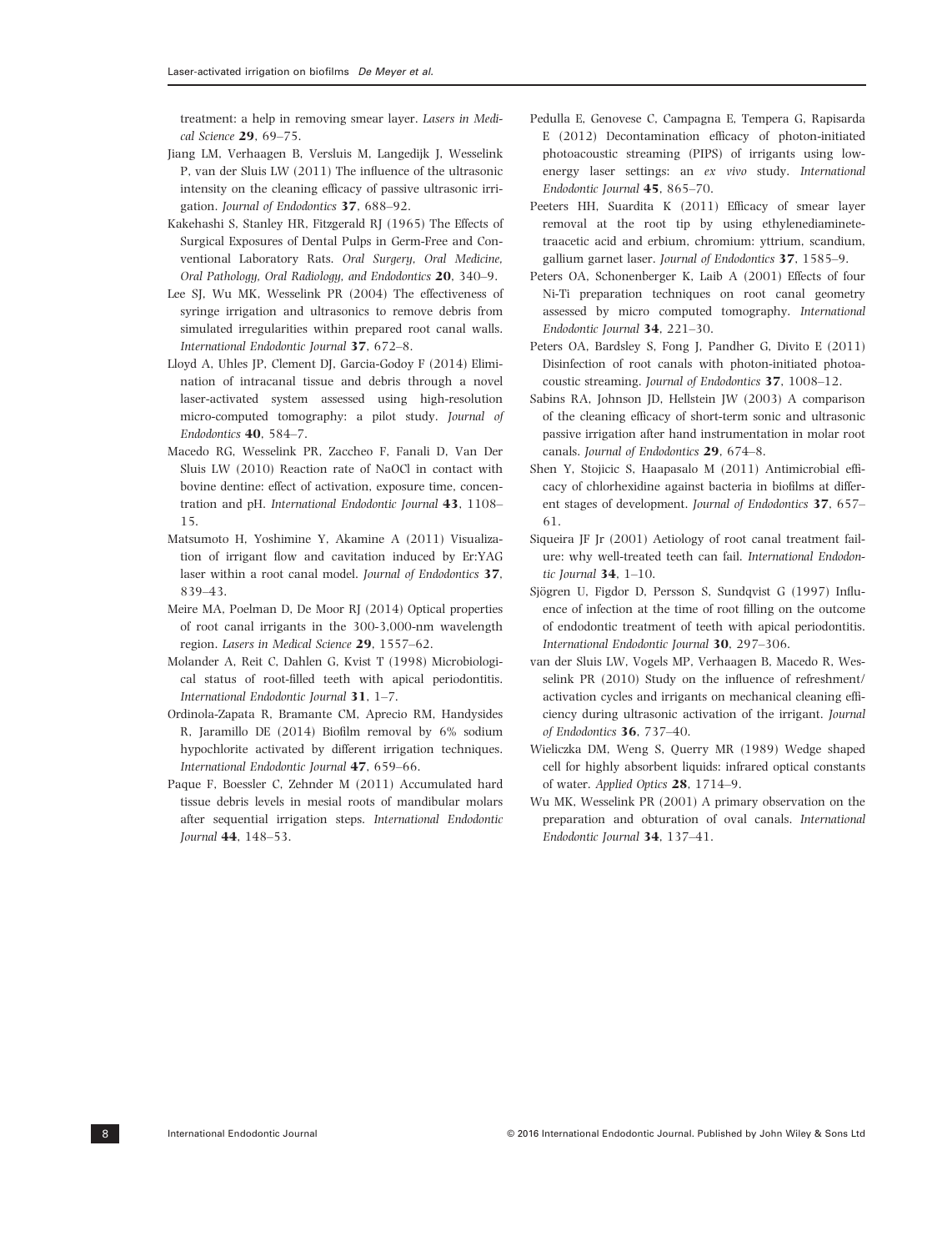treatment: a help in removing smear layer. *Lasers in Medical Science* **29**, 69–75.

Jiang LM, Verhaagen B, Versluis M, Langedijk J, Wesselink P, van der Sluis LW (2011) The influence of the ultrasonic intensity on the cleaning efficacy of passive ultrasonic irrigation. *Journal of Endodontics* **37**, 688–92.

Kakehashi S, Stanley HR, Fitzgerald RJ (1965) The Effects of Surgical Exposures of Dental Pulps in Germ-Free and Conventional Laboratory Rats. *Oral Surgery, Oral Medicine, Oral Pathology, Oral Radiology, and Endodontics* **20**, 340–9.

Lee SJ, Wu MK, Wesselink PR (2004) The effectiveness of syringe irrigation and ultrasonics to remove debris from simulated irregularities within prepared root canal walls. *International Endodontic Journal* **37**, 672–8.

Lloyd A, Uhles JP, Clement DJ, Garcia-Godoy F (2014) Elimination of intracanal tissue and debris through a novel laser-activated system assessed using high-resolution micro-computed tomography: a pilot study. *Journal of Endodontics* **40**, 584–7.

Macedo RG, Wesselink PR, Zaccheo F, Fanali D, Van Der Sluis LW (2010) Reaction rate of NaOCl in contact with bovine dentine: effect of activation, exposure time, concentration and pH. *International Endodontic Journal* **43**, 1108–15.

Matsumoto H, Yoshimine Y, Akamine A (2011) Visualization of irrigant flow and cavitation induced by Er:YAG laser within a root canal model. *Journal of Endodontics* **37**, 839–43.

Meire MA, Poelman D, De Moor RJ (2014) Optical properties of root canal irrigants in the 300-3,000-nm wavelength region. *Lasers in Medical Science* **29**, 1557–62.

Molander A, Reit C, Dahlen G, Kvist T (1998) Microbiological status of root-filled teeth with apical periodontitis. *International Endodontic Journal* **31**, 1–7.

Ordinola-Zapata R, Bramante CM, Aprecio RM, Handysides R, Jaramillo DE (2014) Biofilm removal by 6% sodium hypochlorite activated by different irrigation techniques. *International Endodontic Journal* **47**, 659–66.

Paque F, Boessler C, Zehnder M (2011) Accumulated hard tissue debris levels in mesial roots of mandibular molars after sequential irrigation steps. *International Endodontic Journal* **44**, 148–53.

Pedulla E, Genovese C, Campagna E, Tempera G, Rapisarda E (2012) Decontamination efficacy of photon-initiated photoacoustic streaming (PIPS) of irrigants using low-energy laser settings: an *ex vivo* study. *International Endodontic Journal* **45**, 865–70.

Peeters HH, Suardita K (2011) Efficacy of smear layer removal at the root tip by using ethylenediaminetetraacetic acid and erbium, chromium: yttrium, scandium, gallium garnet laser. *Journal of Endodontics* **37**, 1585–9.

Peters OA, Schonenberger K, Laib A (2001) Effects of four Ni-Ti preparation techniques on root canal geometry assessed by micro computed tomography. *International Endodontic Journal* **34**, 221–30.

Peters OA, Bardsley S, Fong J, Pandher G, Divito E (2011) Disinfection of root canals with photon-initiated photoacoustic streaming. *Journal of Endodontics* **37**, 1008–12.

Sabins RA, Johnson JD, Hellstein JW (2003) A comparison of the cleaning efficacy of short-term sonic and ultrasonic passive irrigation after hand instrumentation in molar root canals. *Journal of Endodontics* **29**, 674–8.

Shen Y, Stojicic S, Haapasalo M (2011) Antimicrobial efficacy of chlorhexidine against bacteria in biofilms at different stages of development. *Journal of Endodontics* **37**, 657–61.

Siqueira JF Jr (2001) Aetiology of root canal treatment failure: why well-treated teeth can fail. *International Endodontic Journal* **34**, 1–10.

Sjögren U, Figdor D, Persson S, Sundqvist G (1997) Influence of infection at the time of root filling on the outcome of endodontic treatment of teeth with apical periodontitis. *International Endodontic Journal* **30**, 297–306.

van der Sluis LW, Vogels MP, Verhaagen B, Macedo R, Wesselink PR (2010) Study on the influence of refreshment/activation cycles and irrigants on mechanical cleaning efficiency during ultrasonic activation of the irrigant. *Journal of Endodontics* **36**, 737–40.

Wieliczka DM, Weng S, Querry MR (1989) Wedge shaped cell for highly absorbent liquids: infrared optical constants of water. *Applied Optics* **28**, 1714–9.

Wu MK, Wesselink PR (2001) A primary observation on the preparation and obturation of oval canals. *International Endodontic Journal* **34**, 137–41.